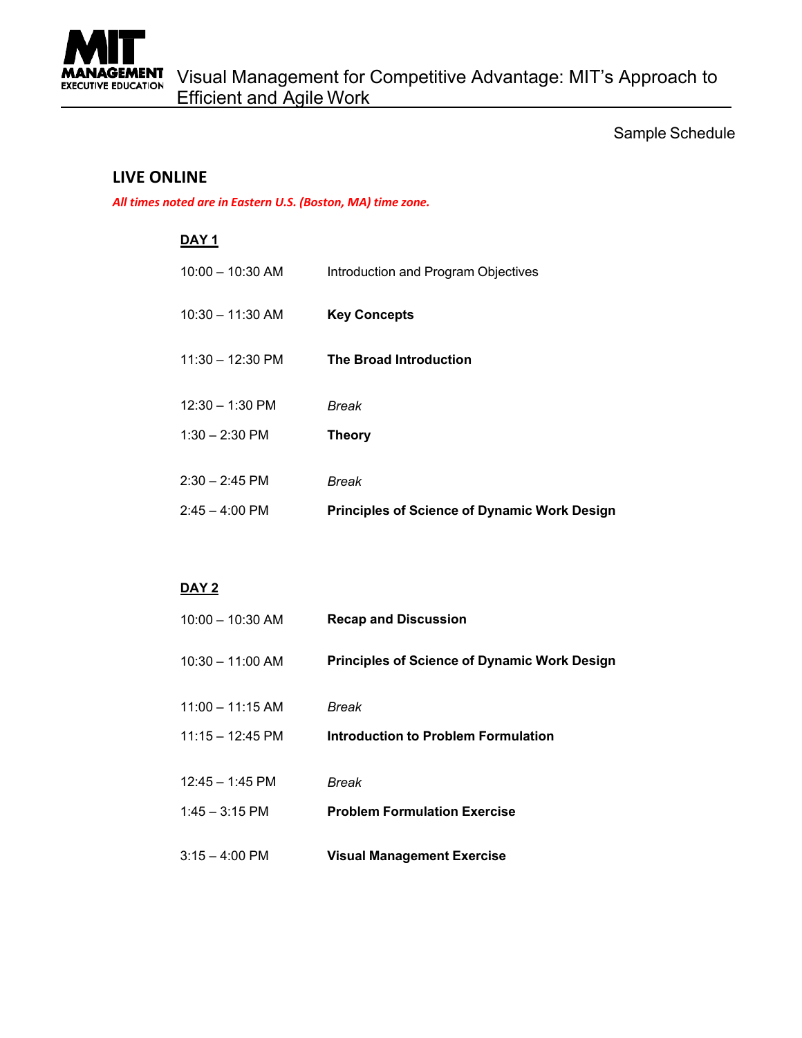# Visual Management for Competitive Advantage: MIT's Approach to Efficient and Agile Work

Sample Schedule

## LIVE ONLINE

***All times noted are in Eastern U.S. (Boston, MA) time zone.***

### DAY 1

| | |
|---|---|
| 10:00 – 10:30 AM | Introduction and Program Objectives |
| 10:30 – 11:30 AM | **Key Concepts** |
| 11:30 – 12:30 PM | **The Broad Introduction** |
| 12:30 – 1:30 PM | *Break* |
| 1:30 – 2:30 PM | **Theory** |
| 2:30 – 2:45 PM | *Break* |
| 2:45 – 4:00 PM | **Principles of Science of Dynamic Work Design** |

### DAY 2

| | |
|---|---|
| 10:00 – 10:30 AM | **Recap and Discussion** |
| 10:30 – 11:00 AM | **Principles of Science of Dynamic Work Design** |
| 11:00 – 11:15 AM | *Break* |
| 11:15 – 12:45 PM | **Introduction to Problem Formulation** |
| 12:45 – 1:45 PM | *Break* |
| 1:45 – 3:15 PM | **Problem Formulation Exercise** |
| 3:15 – 4:00 PM | **Visual Management Exercise** |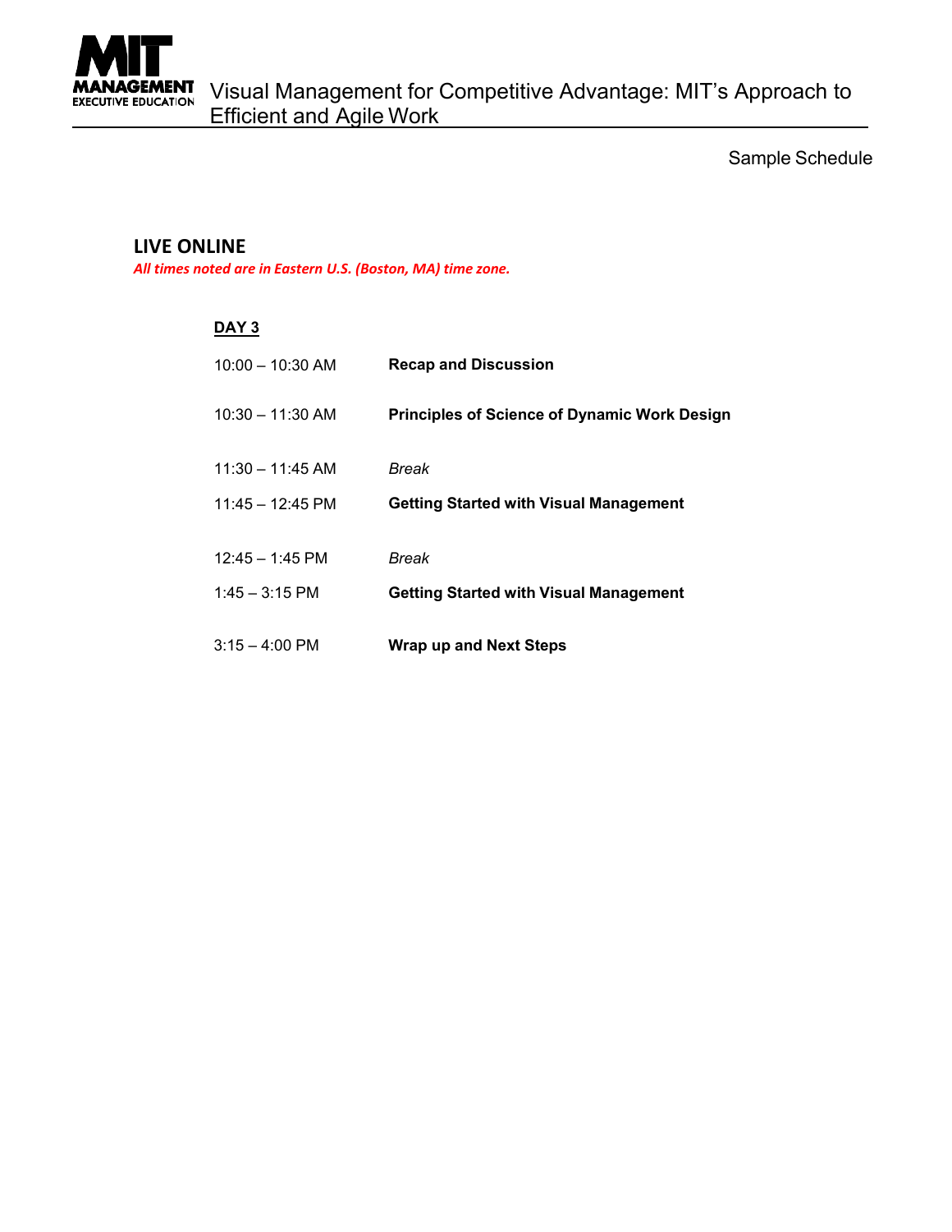Sample Schedule

## LIVE ONLINE

***All times noted are in Eastern U.S. (Boston, MA) time zone.***

### DAY 3

| | |
|---|---|
| 10:00 – 10:30 AM | **Recap and Discussion** |
| 10:30 – 11:30 AM | **Principles of Science of Dynamic Work Design** |
| 11:30 – 11:45 AM | *Break* |
| 11:45 – 12:45 PM | **Getting Started with Visual Management** |
| 12:45 – 1:45 PM | *Break* |
| 1:45 – 3:15 PM | **Getting Started with Visual Management** |
| 3:15 – 4:00 PM | **Wrap up and Next Steps** |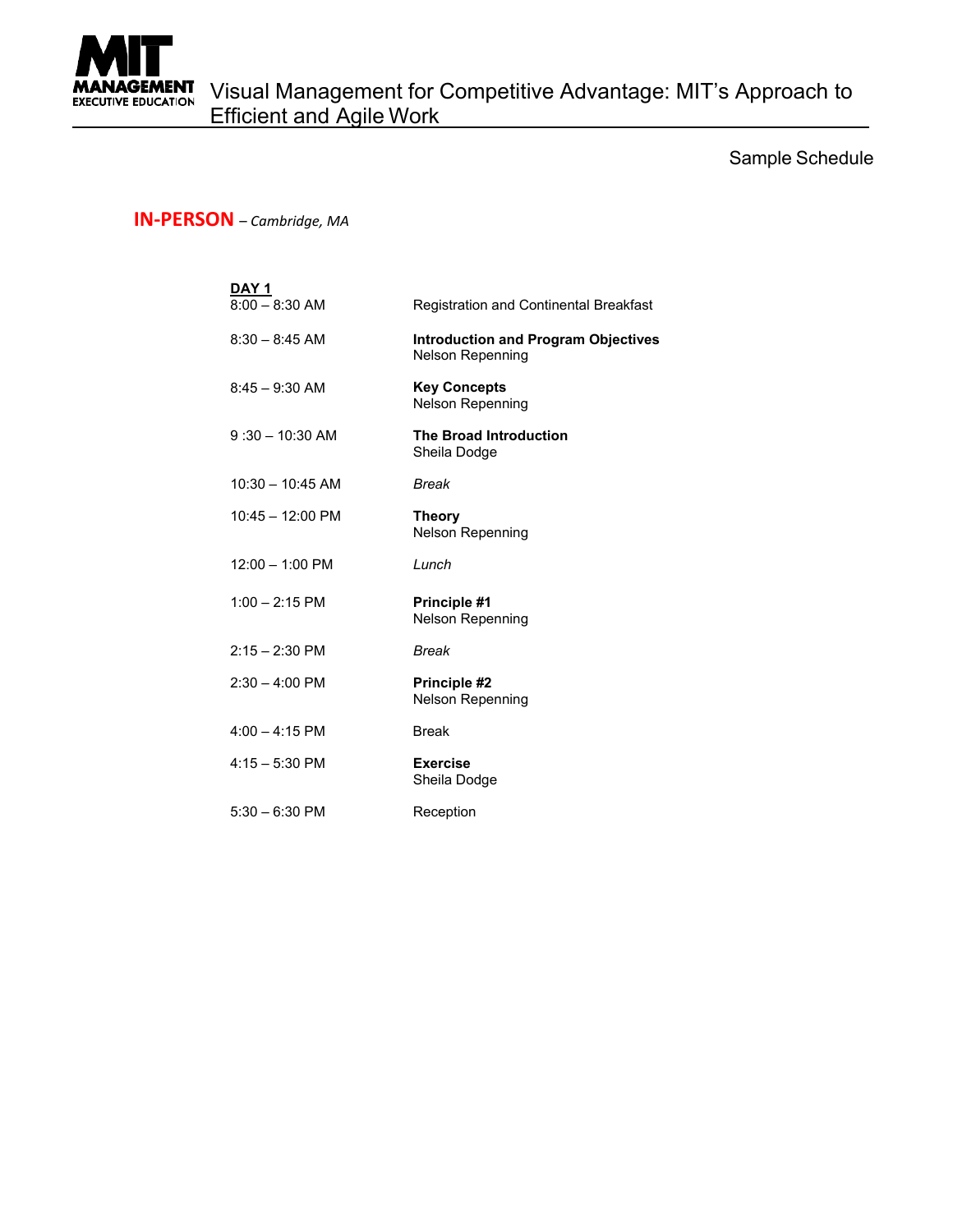# Visual Management for Competitive Advantage: MIT's Approach to Efficient and Agile Work

Sample Schedule

**IN-PERSON** – *Cambridge, MA*

**DAY 1**

| | |
|---|---|
| 8:00 – 8:30 AM | Registration and Continental Breakfast |
| 8:30 – 8:45 AM | **Introduction and Program Objectives**<br>Nelson Repenning |
| 8:45 – 9:30 AM | **Key Concepts**<br>Nelson Repenning |
| 9 :30 – 10:30 AM | **The Broad Introduction**<br>Sheila Dodge |
| 10:30 – 10:45 AM | *Break* |
| 10:45 – 12:00 PM | **Theory**<br>Nelson Repenning |
| 12:00 – 1:00 PM | *Lunch* |
| 1:00 – 2:15 PM | **Principle #1**<br>Nelson Repenning |
| 2:15 – 2:30 PM | *Break* |
| 2:30 – 4:00 PM | **Principle #2**<br>Nelson Repenning |
| 4:00 – 4:15 PM | Break |
| 4:15 – 5:30 PM | **Exercise**<br>Sheila Dodge |
| 5:30 – 6:30 PM | Reception |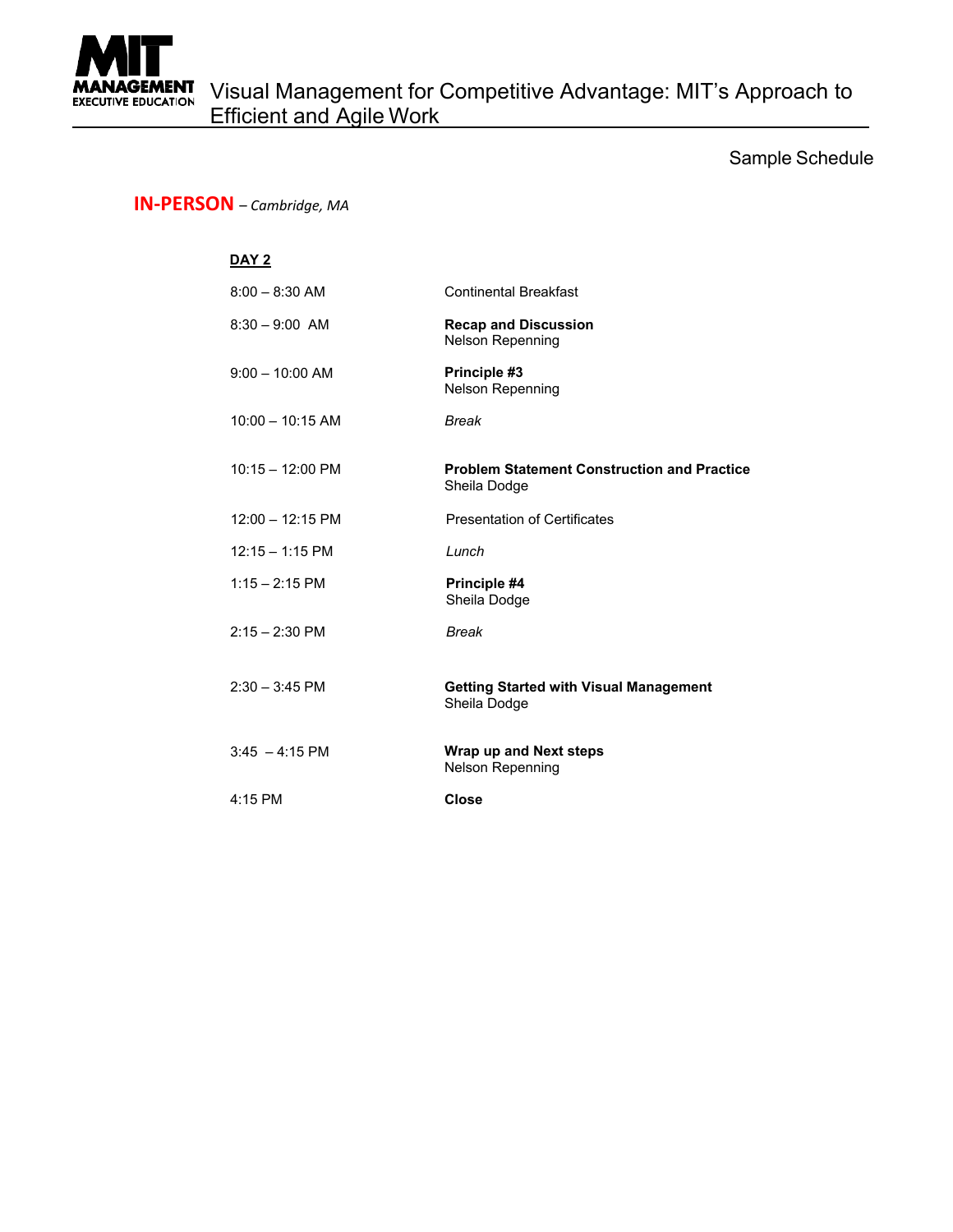Visual Management for Competitive Advantage: MIT's Approach to Efficient and Agile Work

Sample Schedule

## IN-PERSON – *Cambridge, MA*

### DAY 2

| | |
|---|---|
| 8:00 – 8:30 AM | Continental Breakfast |
| 8:30 – 9:00 AM | **Recap and Discussion**<br>Nelson Repenning |
| 9:00 – 10:00 AM | **Principle #3**<br>Nelson Repenning |
| 10:00 – 10:15 AM | *Break* |
| 10:15 – 12:00 PM | **Problem Statement Construction and Practice**<br>Sheila Dodge |
| 12:00 – 12:15 PM | Presentation of Certificates |
| 12:15 – 1:15 PM | *Lunch* |
| 1:15 – 2:15 PM | **Principle #4**<br>Sheila Dodge |
| 2:15 – 2:30 PM | *Break* |
| 2:30 – 3:45 PM | **Getting Started with Visual Management**<br>Sheila Dodge |
| 3:45 – 4:15 PM | **Wrap up and Next steps**<br>Nelson Repenning |
| 4:15 PM | **Close** |